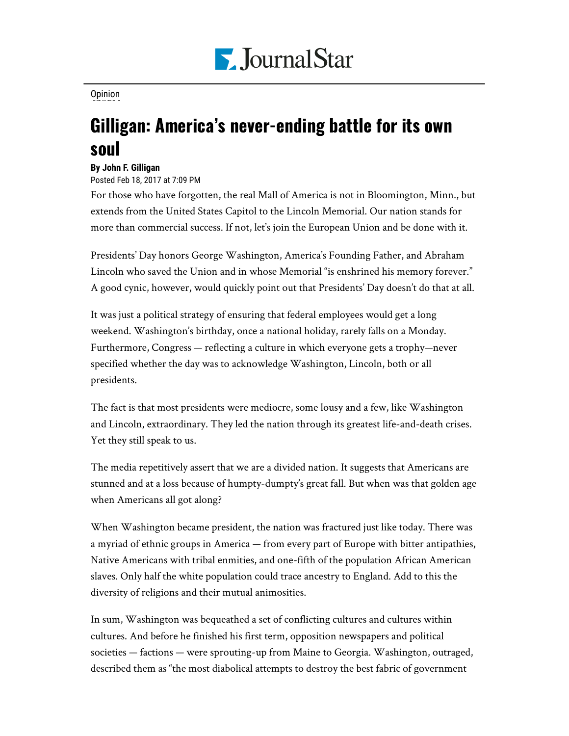Opinion

# Gilligan: America's never-ending battle for its own soul

**By John F. Gilligan**

Posted Feb 18, 2017 at 7:09 PM

For those who have forgotten, the real Mall of America is not in Bloomington, Minn., but extends from the United States Capitol to the Lincoln Memorial. Our nation stands for more than commercial success. If not, let's join the European Union and be done with it.

Presidents' Day honors George Washington, America's Founding Father, and Abraham Lincoln who saved the Union and in whose Memorial "is enshrined his memory forever." A good cynic, however, would quickly point out that Presidents' Day doesn't do that at all.

It was just a political strategy of ensuring that federal employees would get a long weekend. Washington's birthday, once a national holiday, rarely falls on a Monday. Furthermore, Congress — reflecting a culture in which everyone gets a trophy—never specified whether the day was to acknowledge Washington, Lincoln, both or all presidents.

The fact is that most presidents were mediocre, some lousy and a few, like Washington and Lincoln, extraordinary. They led the nation through its greatest life-and-death crises. Yet they still speak to us.

The media repetitively assert that we are a divided nation. It suggests that Americans are stunned and at a loss because of humpty-dumpty's great fall. But when was that golden age when Americans all got along?

When Washington became president, the nation was fractured just like today. There was a myriad of ethnic groups in America — from every part of Europe with bitter antipathies, Native Americans with tribal enmities, and one-fifth of the population African American slaves. Only half the white population could trace ancestry to England. Add to this the diversity of religions and their mutual animosities.

In sum, Washington was bequeathed a set of conflicting cultures and cultures within cultures. And before he finished his first term, opposition newspapers and political societies — factions — were sprouting-up from Maine to Georgia. Washington, outraged, described them as "the most diabolical attempts to destroy the best fabric of government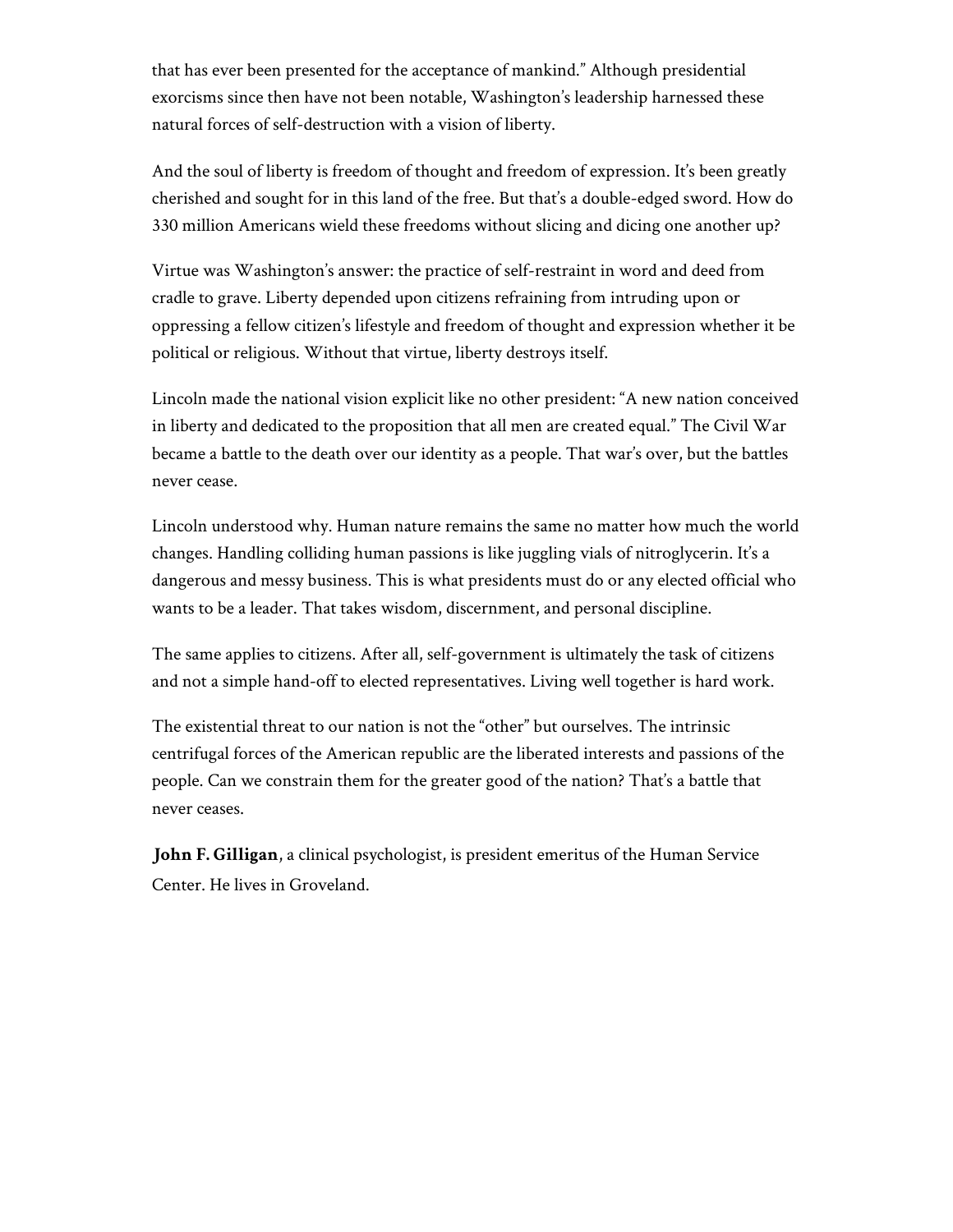that has ever been presented for the acceptance of mankind." Although presidential exorcisms since then have not been notable, Washington's leadership harnessed these natural forces of self-destruction with a vision of liberty.

And the soul of liberty is freedom of thought and freedom of expression. It's been greatly cherished and sought for in this land of the free. But that's a double-edged sword. How do 330 million Americans wield these freedoms without slicing and dicing one another up?

Virtue was Washington's answer: the practice of self-restraint in word and deed from cradle to grave. Liberty depended upon citizens refraining from intruding upon or oppressing a fellow citizen's lifestyle and freedom of thought and expression whether it be political or religious. Without that virtue, liberty destroys itself.

Lincoln made the national vision explicit like no other president: "A new nation conceived in liberty and dedicated to the proposition that all men are created equal." The Civil War became a battle to the death over our identity as a people. That war's over, but the battles never cease.

Lincoln understood why. Human nature remains the same no matter how much the world changes. Handling colliding human passions is like juggling vials of nitroglycerin. It's a dangerous and messy business. This is what presidents must do or any elected official who wants to be a leader. That takes wisdom, discernment, and personal discipline.

The same applies to citizens. After all, self-government is ultimately the task of citizens and not a simple hand-off to elected representatives. Living well together is hard work.

The existential threat to our nation is not the "other" but ourselves. The intrinsic centrifugal forces of the American republic are the liberated interests and passions of the people. Can we constrain them for the greater good of the nation? That's a battle that never ceases.

**John F. Gilligan**, a clinical psychologist, is president emeritus of the Human Service Center. He lives in Groveland.